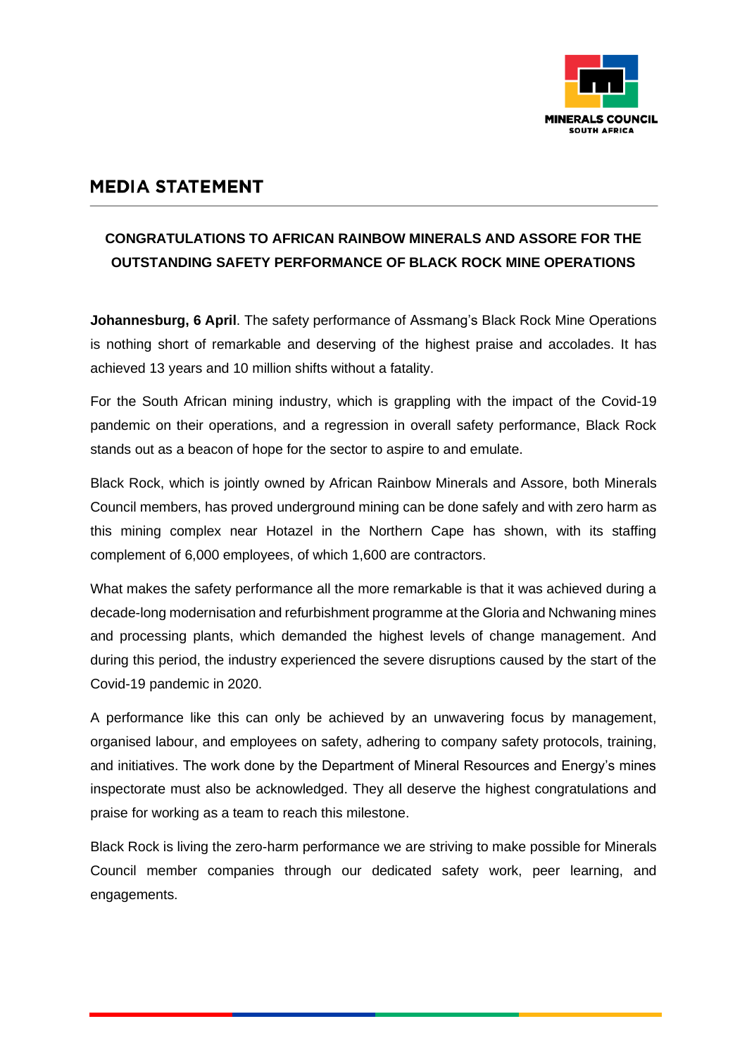MINERALS COUNCIL
SOUTH AFRICA

# MEDIA STATEMENT

## CONGRATULATIONS TO AFRICAN RAINBOW MINERALS AND ASSORE FOR THE OUTSTANDING SAFETY PERFORMANCE OF BLACK ROCK MINE OPERATIONS

**Johannesburg, 6 April**. The safety performance of Assmang's Black Rock Mine Operations is nothing short of remarkable and deserving of the highest praise and accolades. It has achieved 13 years and 10 million shifts without a fatality.

For the South African mining industry, which is grappling with the impact of the Covid-19 pandemic on their operations, and a regression in overall safety performance, Black Rock stands out as a beacon of hope for the sector to aspire to and emulate.

Black Rock, which is jointly owned by African Rainbow Minerals and Assore, both Minerals Council members, has proved underground mining can be done safely and with zero harm as this mining complex near Hotazel in the Northern Cape has shown, with its staffing complement of 6,000 employees, of which 1,600 are contractors.

What makes the safety performance all the more remarkable is that it was achieved during a decade-long modernisation and refurbishment programme at the Gloria and Nchwaning mines and processing plants, which demanded the highest levels of change management. And during this period, the industry experienced the severe disruptions caused by the start of the Covid-19 pandemic in 2020.

A performance like this can only be achieved by an unwavering focus by management, organised labour, and employees on safety, adhering to company safety protocols, training, and initiatives. The work done by the Department of Mineral Resources and Energy's mines inspectorate must also be acknowledged. They all deserve the highest congratulations and praise for working as a team to reach this milestone.

Black Rock is living the zero-harm performance we are striving to make possible for Minerals Council member companies through our dedicated safety work, peer learning, and engagements.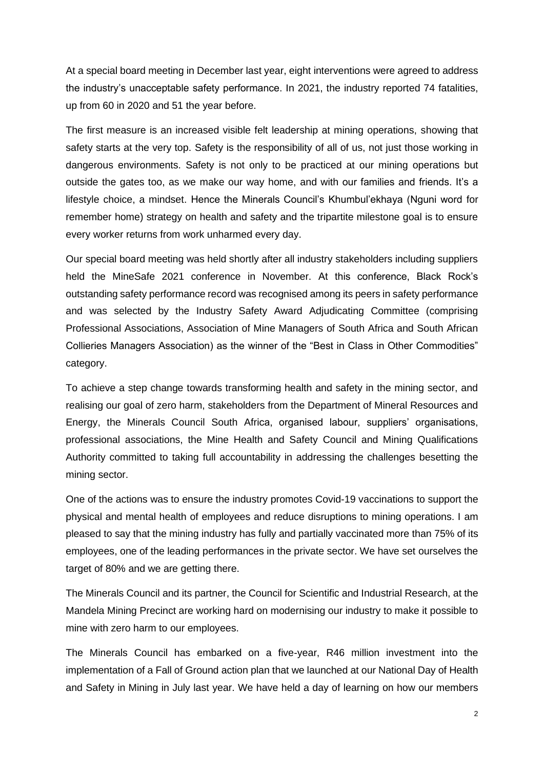At a special board meeting in December last year, eight interventions were agreed to address the industry's unacceptable safety performance. In 2021, the industry reported 74 fatalities, up from 60 in 2020 and 51 the year before.

The first measure is an increased visible felt leadership at mining operations, showing that safety starts at the very top. Safety is the responsibility of all of us, not just those working in dangerous environments. Safety is not only to be practiced at our mining operations but outside the gates too, as we make our way home, and with our families and friends. It's a lifestyle choice, a mindset. Hence the Minerals Council's Khumbul'ekhaya (Nguni word for remember home) strategy on health and safety and the tripartite milestone goal is to ensure every worker returns from work unharmed every day.

Our special board meeting was held shortly after all industry stakeholders including suppliers held the MineSafe 2021 conference in November. At this conference, Black Rock's outstanding safety performance record was recognised among its peers in safety performance and was selected by the Industry Safety Award Adjudicating Committee (comprising Professional Associations, Association of Mine Managers of South Africa and South African Collieries Managers Association) as the winner of the "Best in Class in Other Commodities" category.

To achieve a step change towards transforming health and safety in the mining sector, and realising our goal of zero harm, stakeholders from the Department of Mineral Resources and Energy, the Minerals Council South Africa, organised labour, suppliers' organisations, professional associations, the Mine Health and Safety Council and Mining Qualifications Authority committed to taking full accountability in addressing the challenges besetting the mining sector.

One of the actions was to ensure the industry promotes Covid-19 vaccinations to support the physical and mental health of employees and reduce disruptions to mining operations. I am pleased to say that the mining industry has fully and partially vaccinated more than 75% of its employees, one of the leading performances in the private sector. We have set ourselves the target of 80% and we are getting there.

The Minerals Council and its partner, the Council for Scientific and Industrial Research, at the Mandela Mining Precinct are working hard on modernising our industry to make it possible to mine with zero harm to our employees.

The Minerals Council has embarked on a five-year, R46 million investment into the implementation of a Fall of Ground action plan that we launched at our National Day of Health and Safety in Mining in July last year. We have held a day of learning on how our members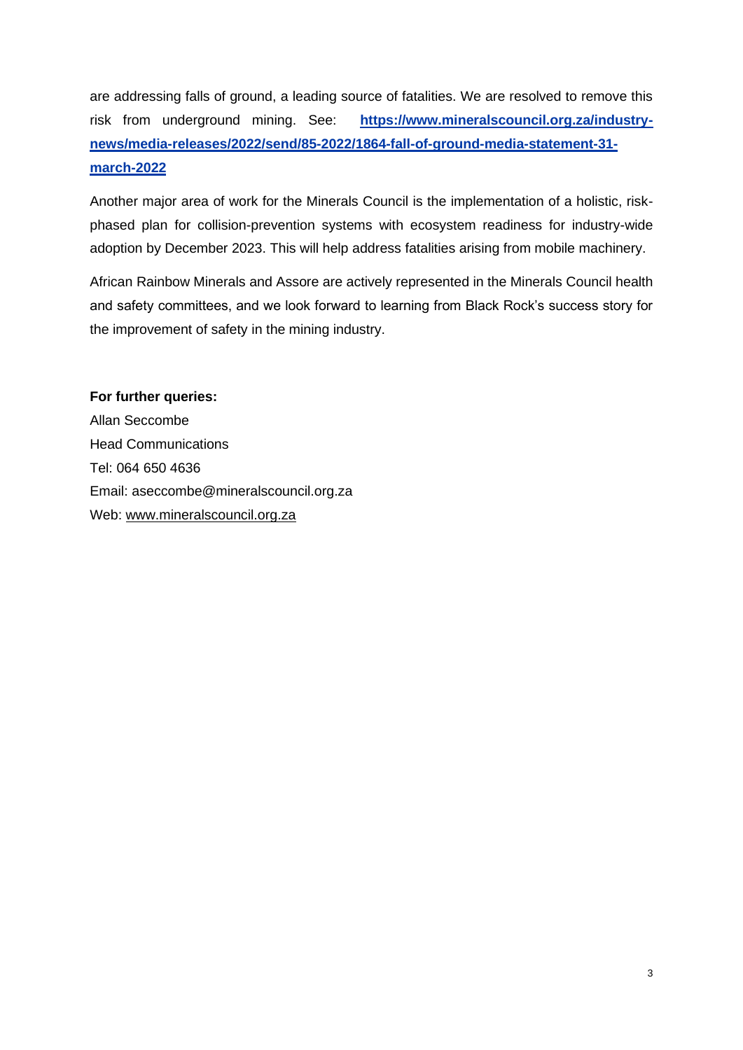are addressing falls of ground, a leading source of fatalities. We are resolved to remove this risk from underground mining. See: **[https://www.mineralscouncil.org.za/industry-news/media-releases/2022/send/85-2022/1864-fall-of-ground-media-statement-31-march-2022](https://www.mineralscouncil.org.za/industry-news/media-releases/2022/send/85-2022/1864-fall-of-ground-media-statement-31-march-2022)**

Another major area of work for the Minerals Council is the implementation of a holistic, risk-phased plan for collision-prevention systems with ecosystem readiness for industry-wide adoption by December 2023. This will help address fatalities arising from mobile machinery.

African Rainbow Minerals and Assore are actively represented in the Minerals Council health and safety committees, and we look forward to learning from Black Rock's success story for the improvement of safety in the mining industry.

**For further queries:**
Allan Seccombe
Head Communications
Tel: 064 650 4636
Email: aseccombe@mineralscouncil.org.za
Web: [www.mineralscouncil.org.za](http://www.mineralscouncil.org.za)